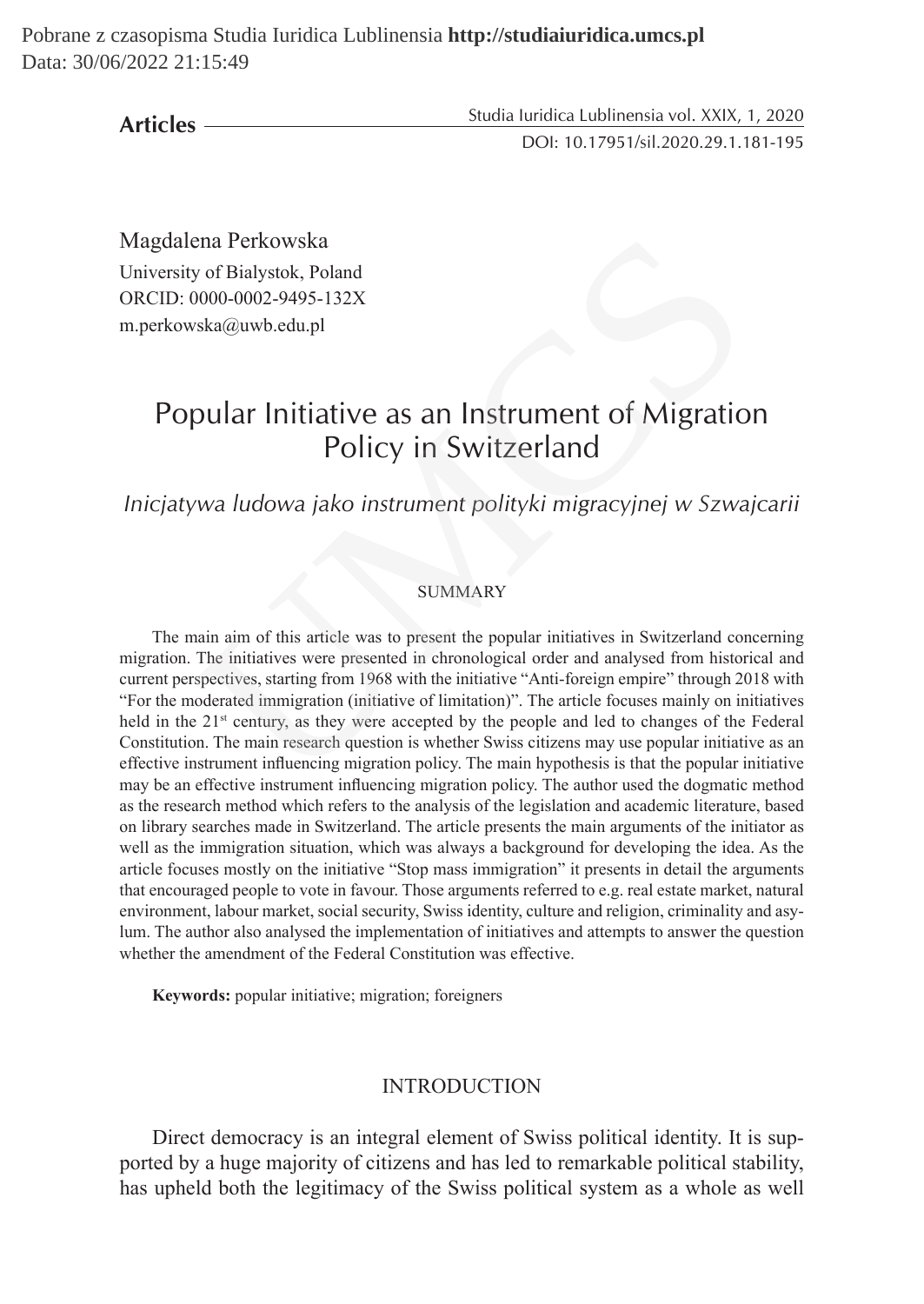Magdalena Perkowska
University of Bialystok, Poland
ORCID: 0000-0002-9495-132X
m.perkowska@uwb.edu.pl

# Popular Initiative as an Instrument of Migration Policy in Switzerland

*Inicjatywa ludowa jako instrument polityki migracyjnej w Szwajcarii*

## SUMMARY

The main aim of this article was to present the popular initiatives in Switzerland concerning migration. The initiatives were presented in chronological order and analysed from historical and current perspectives, starting from 1968 with the initiative "Anti-foreign empire" through 2018 with "For the moderated immigration (initiative of limitation)". The article focuses mainly on initiatives held in the 21st century, as they were accepted by the people and led to changes of the Federal Constitution. The main research question is whether Swiss citizens may use popular initiative as an effective instrument influencing migration policy. The main hypothesis is that the popular initiative may be an effective instrument influencing migration policy. The author used the dogmatic method as the research method which refers to the analysis of the legislation and academic literature, based on library searches made in Switzerland. The article presents the main arguments of the initiator as well as the immigration situation, which was always a background for developing the idea. As the article focuses mostly on the initiative "Stop mass immigration" it presents in detail the arguments that encouraged people to vote in favour. Those arguments referred to e.g. real estate market, natural environment, labour market, social security, Swiss identity, culture and religion, criminality and asylum. The author also analysed the implementation of initiatives and attempts to answer the question whether the amendment of the Federal Constitution was effective.

**Keywords:** popular initiative; migration; foreigners

## INTRODUCTION

Direct democracy is an integral element of Swiss political identity. It is supported by a huge majority of citizens and has led to remarkable political stability, has upheld both the legitimacy of the Swiss political system as a whole as well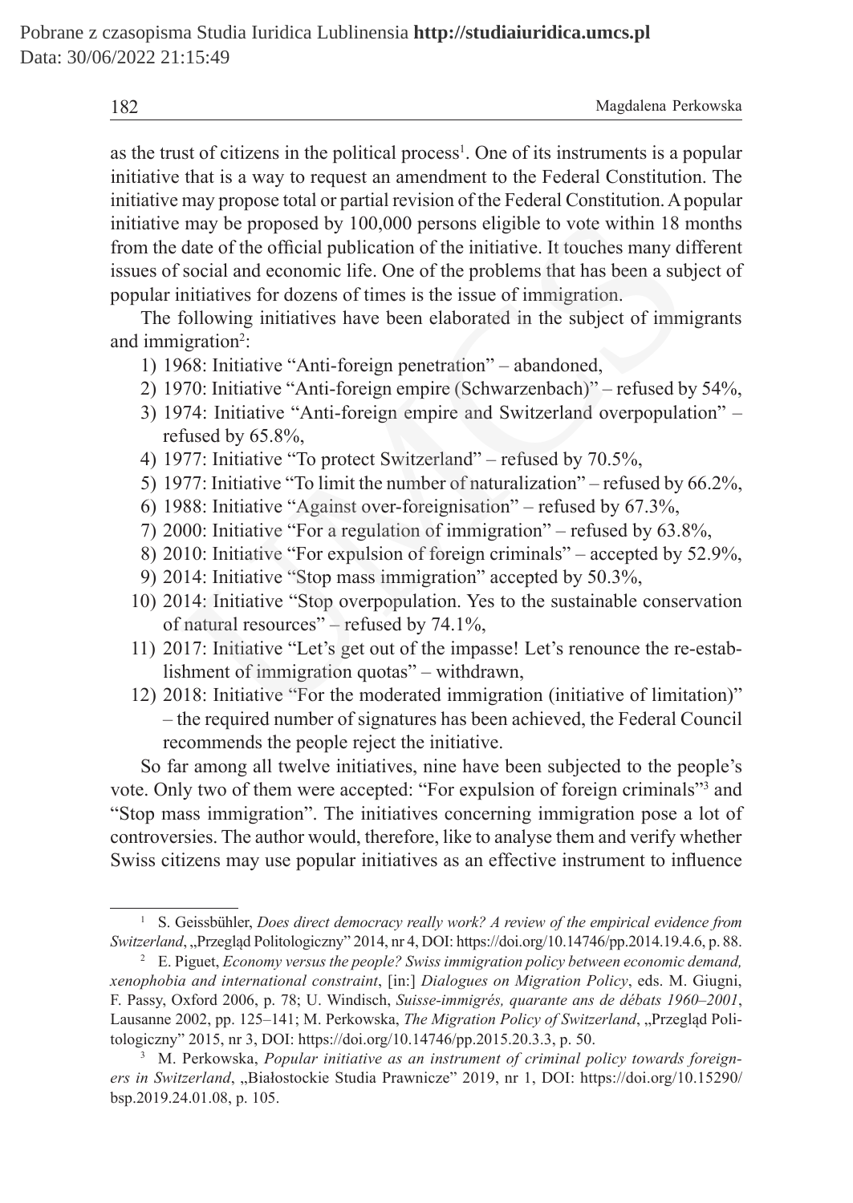as the trust of citizens in the political process[1]. One of its instruments is a popular initiative that is a way to request an amendment to the Federal Constitution. The initiative may propose total or partial revision of the Federal Constitution. A popular initiative may be proposed by 100,000 persons eligible to vote within 18 months from the date of the official publication of the initiative. It touches many different issues of social and economic life. One of the problems that has been a subject of popular initiatives for dozens of times is the issue of immigration.

The following initiatives have been elaborated in the subject of immigrants and immigration[2]:

1) 1968: Initiative "Anti-foreign penetration" – abandoned,
2) 1970: Initiative "Anti-foreign empire (Schwarzenbach)" – refused by 54%,
3) 1974: Initiative "Anti-foreign empire and Switzerland overpopulation" – refused by 65.8%,
4) 1977: Initiative "To protect Switzerland" – refused by 70.5%,
5) 1977: Initiative "To limit the number of naturalization" – refused by 66.2%,
6) 1988: Initiative "Against over-foreignisation" – refused by 67.3%,
7) 2000: Initiative "For a regulation of immigration" – refused by 63.8%,
8) 2010: Initiative "For expulsion of foreign criminals" – accepted by 52.9%,
9) 2014: Initiative "Stop mass immigration" accepted by 50.3%,
10) 2014: Initiative "Stop overpopulation. Yes to the sustainable conservation of natural resources" – refused by 74.1%,
11) 2017: Initiative "Let's get out of the impasse! Let's renounce the re-establishment of immigration quotas" – withdrawn,
12) 2018: Initiative "For the moderated immigration (initiative of limitation)" – the required number of signatures has been achieved, the Federal Council recommends the people reject the initiative.

So far among all twelve initiatives, nine have been subjected to the people's vote. Only two of them were accepted: "For expulsion of foreign criminals"[3] and "Stop mass immigration". The initiatives concerning immigration pose a lot of controversies. The author would, therefore, like to analyse them and verify whether Swiss citizens may use popular initiatives as an effective instrument to influence

---

[1] S. Geissbühler, *Does direct democracy really work? A review of the empirical evidence from Switzerland*, „Przegląd Politologiczny" 2014, nr 4, DOI: https://doi.org/10.14746/pp.2014.19.4.6, p. 88.

[2] E. Piguet, *Economy versus the people? Swiss immigration policy between economic demand, xenophobia and international constraint*, [in:] *Dialogues on Migration Policy*, eds. M. Giugni, F. Passy, Oxford 2006, p. 78; U. Windisch, *Suisse-immigrés, quarante ans de débats 1960–2001*, Lausanne 2002, pp. 125–141; M. Perkowska, *The Migration Policy of Switzerland*, „Przegląd Politologiczny" 2015, nr 3, DOI: https://doi.org/10.14746/pp.2015.20.3.3, p. 50.

[3] M. Perkowska, *Popular initiative as an instrument of criminal policy towards foreigners in Switzerland*, „Białostockie Studia Prawnicze" 2019, nr 1, DOI: https://doi.org/10.15290/bsp.2019.24.01.08, p. 105.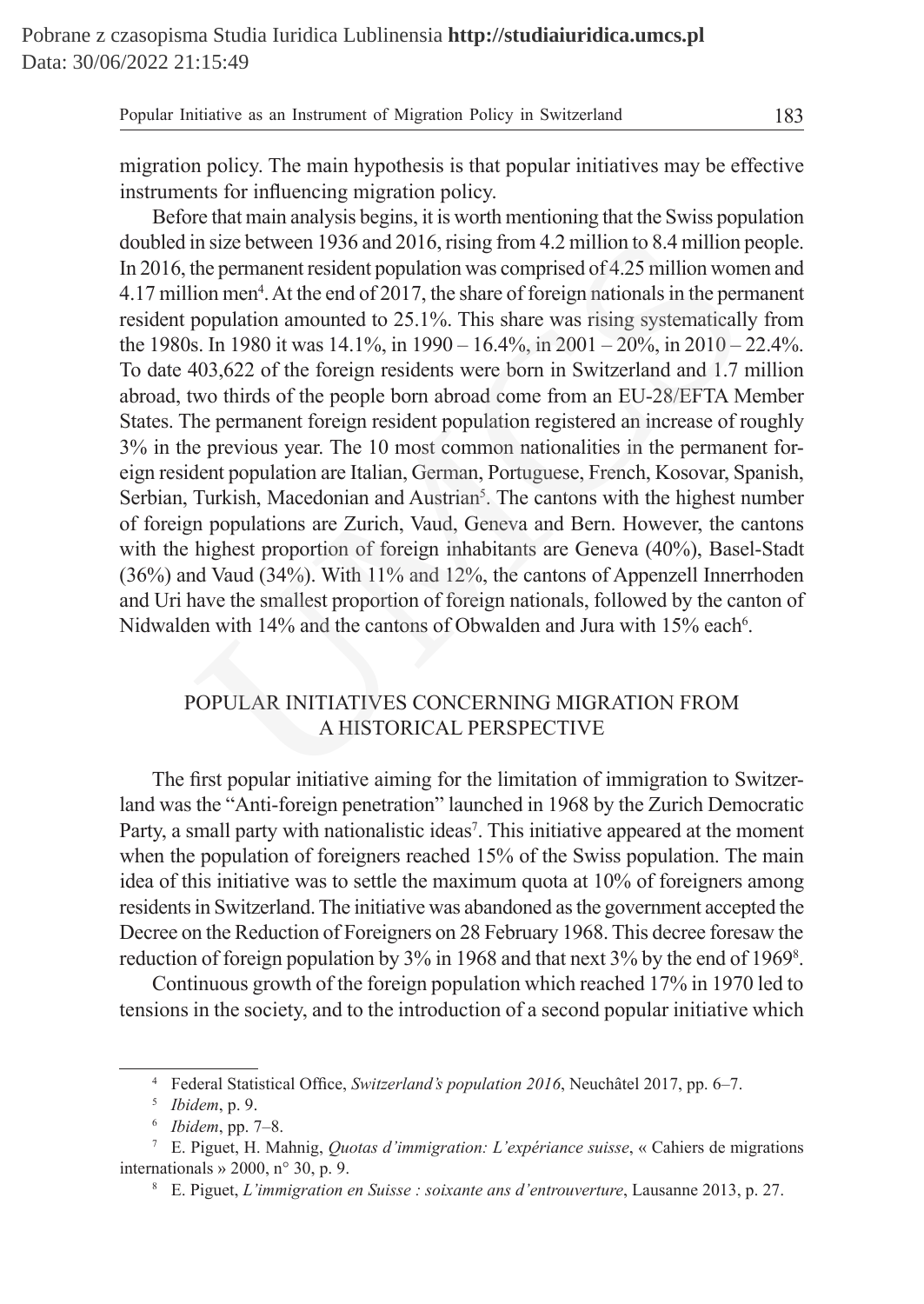migration policy. The main hypothesis is that popular initiatives may be effective instruments for influencing migration policy.

Before that main analysis begins, it is worth mentioning that the Swiss population doubled in size between 1936 and 2016, rising from 4.2 million to 8.4 million people. In 2016, the permanent resident population was comprised of 4.25 million women and 4.17 million men[4]. At the end of 2017, the share of foreign nationals in the permanent resident population amounted to 25.1%. This share was rising systematically from the 1980s. In 1980 it was 14.1%, in 1990 – 16.4%, in 2001 – 20%, in 2010 – 22.4%. To date 403,622 of the foreign residents were born in Switzerland and 1.7 million abroad, two thirds of the people born abroad come from an EU-28/EFTA Member States. The permanent foreign resident population registered an increase of roughly 3% in the previous year. The 10 most common nationalities in the permanent foreign resident population are Italian, German, Portuguese, French, Kosovar, Spanish, Serbian, Turkish, Macedonian and Austrian[5]. The cantons with the highest number of foreign populations are Zurich, Vaud, Geneva and Bern. However, the cantons with the highest proportion of foreign inhabitants are Geneva (40%), Basel-Stadt (36%) and Vaud (34%). With 11% and 12%, the cantons of Appenzell Innerrhoden and Uri have the smallest proportion of foreign nationals, followed by the canton of Nidwalden with 14% and the cantons of Obwalden and Jura with 15% each[6].

## POPULAR INITIATIVES CONCERNING MIGRATION FROM A HISTORICAL PERSPECTIVE

The first popular initiative aiming for the limitation of immigration to Switzerland was the "Anti-foreign penetration" launched in 1968 by the Zurich Democratic Party, a small party with nationalistic ideas[7]. This initiative appeared at the moment when the population of foreigners reached 15% of the Swiss population. The main idea of this initiative was to settle the maximum quota at 10% of foreigners among residents in Switzerland. The initiative was abandoned as the government accepted the Decree on the Reduction of Foreigners on 28 February 1968. This decree foresaw the reduction of foreign population by 3% in 1968 and that next 3% by the end of 1969[8].

Continuous growth of the foreign population which reached 17% in 1970 led to tensions in the society, and to the introduction of a second popular initiative which

---

[4] Federal Statistical Office, *Switzerland's population 2016*, Neuchâtel 2017, pp. 6–7.

[5] *Ibidem*, p. 9.

[6] *Ibidem*, pp. 7–8.

[7] E. Piguet, H. Mahnig, *Quotas d'immigration: L'expériance suisse*, « Cahiers de migrations internationals » 2000, n° 30, p. 9.

[8] E. Piguet, *L'immigration en Suisse : soixante ans d'entrouverture*, Lausanne 2013, p. 27.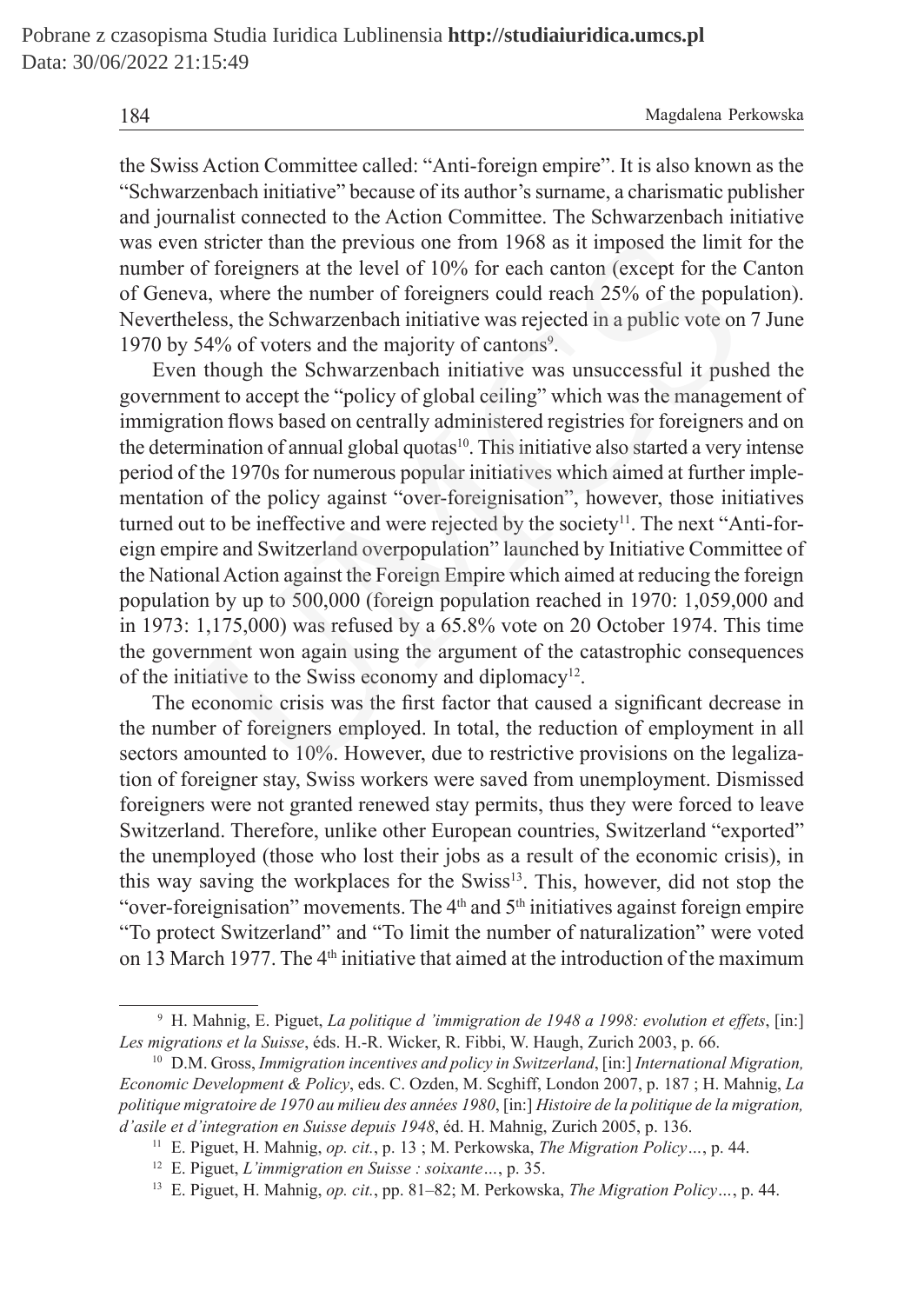the Swiss Action Committee called: "Anti-foreign empire". It is also known as the "Schwarzenbach initiative" because of its author's surname, a charismatic publisher and journalist connected to the Action Committee. The Schwarzenbach initiative was even stricter than the previous one from 1968 as it imposed the limit for the number of foreigners at the level of 10% for each canton (except for the Canton of Geneva, where the number of foreigners could reach 25% of the population). Nevertheless, the Schwarzenbach initiative was rejected in a public vote on 7 June 1970 by 54% of voters and the majority of cantons[9].

Even though the Schwarzenbach initiative was unsuccessful it pushed the government to accept the "policy of global ceiling" which was the management of immigration flows based on centrally administered registries for foreigners and on the determination of annual global quotas[10]. This initiative also started a very intense period of the 1970s for numerous popular initiatives which aimed at further implementation of the policy against "over-foreignisation", however, those initiatives turned out to be ineffective and were rejected by the society[11]. The next "Anti-foreign empire and Switzerland overpopulation" launched by Initiative Committee of the National Action against the Foreign Empire which aimed at reducing the foreign population by up to 500,000 (foreign population reached in 1970: 1,059,000 and in 1973: 1,175,000) was refused by a 65.8% vote on 20 October 1974. This time the government won again using the argument of the catastrophic consequences of the initiative to the Swiss economy and diplomacy[12].

The economic crisis was the first factor that caused a significant decrease in the number of foreigners employed. In total, the reduction of employment in all sectors amounted to 10%. However, due to restrictive provisions on the legalization of foreigner stay, Swiss workers were saved from unemployment. Dismissed foreigners were not granted renewed stay permits, thus they were forced to leave Switzerland. Therefore, unlike other European countries, Switzerland "exported" the unemployed (those who lost their jobs as a result of the economic crisis), in this way saving the workplaces for the Swiss[13]. This, however, did not stop the "over-foreignisation" movements. The 4th and 5th initiatives against foreign empire "To protect Switzerland" and "To limit the number of naturalization" were voted on 13 March 1977. The 4th initiative that aimed at the introduction of the maximum

---

[9] H. Mahnig, E. Piguet, *La politique d 'immigration de 1948 a 1998: evolution et effets*, [in:] *Les migrations et la Suisse*, éds. H.-R. Wicker, R. Fibbi, W. Haugh, Zurich 2003, p. 66.

[10] D.M. Gross, *Immigration incentives and policy in Switzerland*, [in:] *International Migration, Economic Development & Policy*, eds. C. Ozden, M. Scghiff, London 2007, p. 187 ; H. Mahnig, *La politique migratoire de 1970 au milieu des années 1980*, [in:] *Histoire de la politique de la migration, d'asile et d'integration en Suisse depuis 1948*, éd. H. Mahnig, Zurich 2005, p. 136.

[11] E. Piguet, H. Mahnig, *op. cit.*, p. 13 ; M. Perkowska, *The Migration Policy…*, p. 44.

[12] E. Piguet, *L'immigration en Suisse : soixante…*, p. 35.

[13] E. Piguet, H. Mahnig, *op. cit.*, pp. 81–82; M. Perkowska, *The Migration Policy…*, p. 44.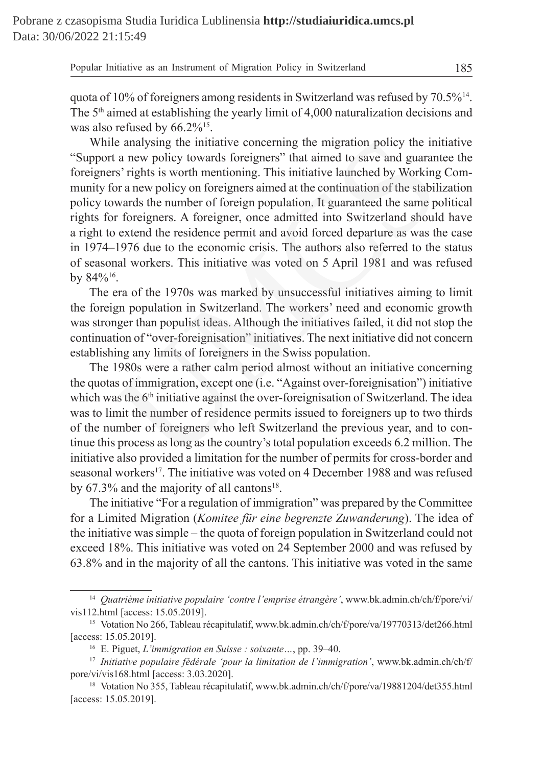quota of 10% of foreigners among residents in Switzerland was refused by 70.5%[14]. The 5th aimed at establishing the yearly limit of 4,000 naturalization decisions and was also refused by 66.2%[15].

While analysing the initiative concerning the migration policy the initiative "Support a new policy towards foreigners" that aimed to save and guarantee the foreigners' rights is worth mentioning. This initiative launched by Working Community for a new policy on foreigners aimed at the continuation of the stabilization policy towards the number of foreign population. It guaranteed the same political rights for foreigners. A foreigner, once admitted into Switzerland should have a right to extend the residence permit and avoid forced departure as was the case in 1974–1976 due to the economic crisis. The authors also referred to the status of seasonal workers. This initiative was voted on 5 April 1981 and was refused by 84%[16].

The era of the 1970s was marked by unsuccessful initiatives aiming to limit the foreign population in Switzerland. The workers' need and economic growth was stronger than populist ideas. Although the initiatives failed, it did not stop the continuation of "over-foreignisation" initiatives. The next initiative did not concern establishing any limits of foreigners in the Swiss population.

The 1980s were a rather calm period almost without an initiative concerning the quotas of immigration, except one (i.e. "Against over-foreignisation") initiative which was the 6th initiative against the over-foreignisation of Switzerland. The idea was to limit the number of residence permits issued to foreigners up to two thirds of the number of foreigners who left Switzerland the previous year, and to continue this process as long as the country's total population exceeds 6.2 million. The initiative also provided a limitation for the number of permits for cross-border and seasonal workers[17]. The initiative was voted on 4 December 1988 and was refused by 67.3% and the majority of all cantons[18].

The initiative "For a regulation of immigration" was prepared by the Committee for a Limited Migration (*Komitee für eine begrenzte Zuwanderung*). The idea of the initiative was simple – the quota of foreign population in Switzerland could not exceed 18%. This initiative was voted on 24 September 2000 and was refused by 63.8% and in the majority of all the cantons. This initiative was voted in the same

---

[14] *Quatrième initiative populaire 'contre l'emprise étrangère'*, www.bk.admin.ch/ch/f/pore/vi/vis112.html [access: 15.05.2019].

[15] Votation No 266, Tableau récapitulatif, www.bk.admin.ch/ch/f/pore/va/19770313/det266.html [access: 15.05.2019].

[16] E. Piguet, *L'immigration en Suisse : soixante…*, pp. 39–40.

[17] *Initiative populaire fédérale 'pour la limitation de l'immigration'*, www.bk.admin.ch/ch/f/pore/vi/vis168.html [access: 3.03.2020].

[18] Votation No 355, Tableau récapitulatif, www.bk.admin.ch/ch/f/pore/va/19881204/det355.html [access: 15.05.2019].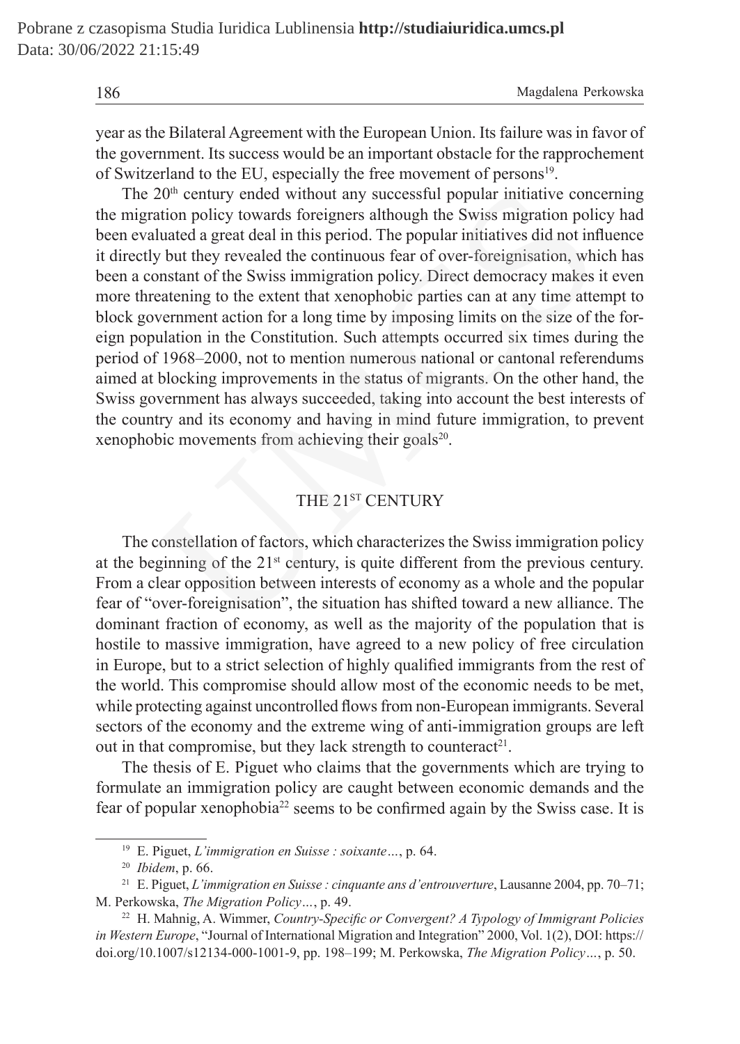year as the Bilateral Agreement with the European Union. Its failure was in favor of the government. Its success would be an important obstacle for the rapprochement of Switzerland to the EU, especially the free movement of persons[19].

The 20th century ended without any successful popular initiative concerning the migration policy towards foreigners although the Swiss migration policy had been evaluated a great deal in this period. The popular initiatives did not influence it directly but they revealed the continuous fear of over-foreignisation, which has been a constant of the Swiss immigration policy. Direct democracy makes it even more threatening to the extent that xenophobic parties can at any time attempt to block government action for a long time by imposing limits on the size of the foreign population in the Constitution. Such attempts occurred six times during the period of 1968–2000, not to mention numerous national or cantonal referendums aimed at blocking improvements in the status of migrants. On the other hand, the Swiss government has always succeeded, taking into account the best interests of the country and its economy and having in mind future immigration, to prevent xenophobic movements from achieving their goals[20].

## THE 21ST CENTURY

The constellation of factors, which characterizes the Swiss immigration policy at the beginning of the 21st century, is quite different from the previous century. From a clear opposition between interests of economy as a whole and the popular fear of "over-foreignisation", the situation has shifted toward a new alliance. The dominant fraction of economy, as well as the majority of the population that is hostile to massive immigration, have agreed to a new policy of free circulation in Europe, but to a strict selection of highly qualified immigrants from the rest of the world. This compromise should allow most of the economic needs to be met, while protecting against uncontrolled flows from non-European immigrants. Several sectors of the economy and the extreme wing of anti-immigration groups are left out in that compromise, but they lack strength to counteract[21].

The thesis of E. Piguet who claims that the governments which are trying to formulate an immigration policy are caught between economic demands and the fear of popular xenophobia[22] seems to be confirmed again by the Swiss case. It is

---

[19] E. Piguet, *L'immigration en Suisse : soixante…*, p. 64.

[20] *Ibidem*, p. 66.

[21] E. Piguet, *L'immigration en Suisse : cinquante ans d'entrouverture*, Lausanne 2004, pp. 70–71; M. Perkowska, *The Migration Policy…*, p. 49.

[22] H. Mahnig, A. Wimmer, *Country-Specific or Convergent? A Typology of Immigrant Policies in Western Europe*, "Journal of International Migration and Integration" 2000, Vol. 1(2), DOI: https://doi.org/10.1007/s12134-000-1001-9, pp. 198–199; M. Perkowska, *The Migration Policy…*, p. 50.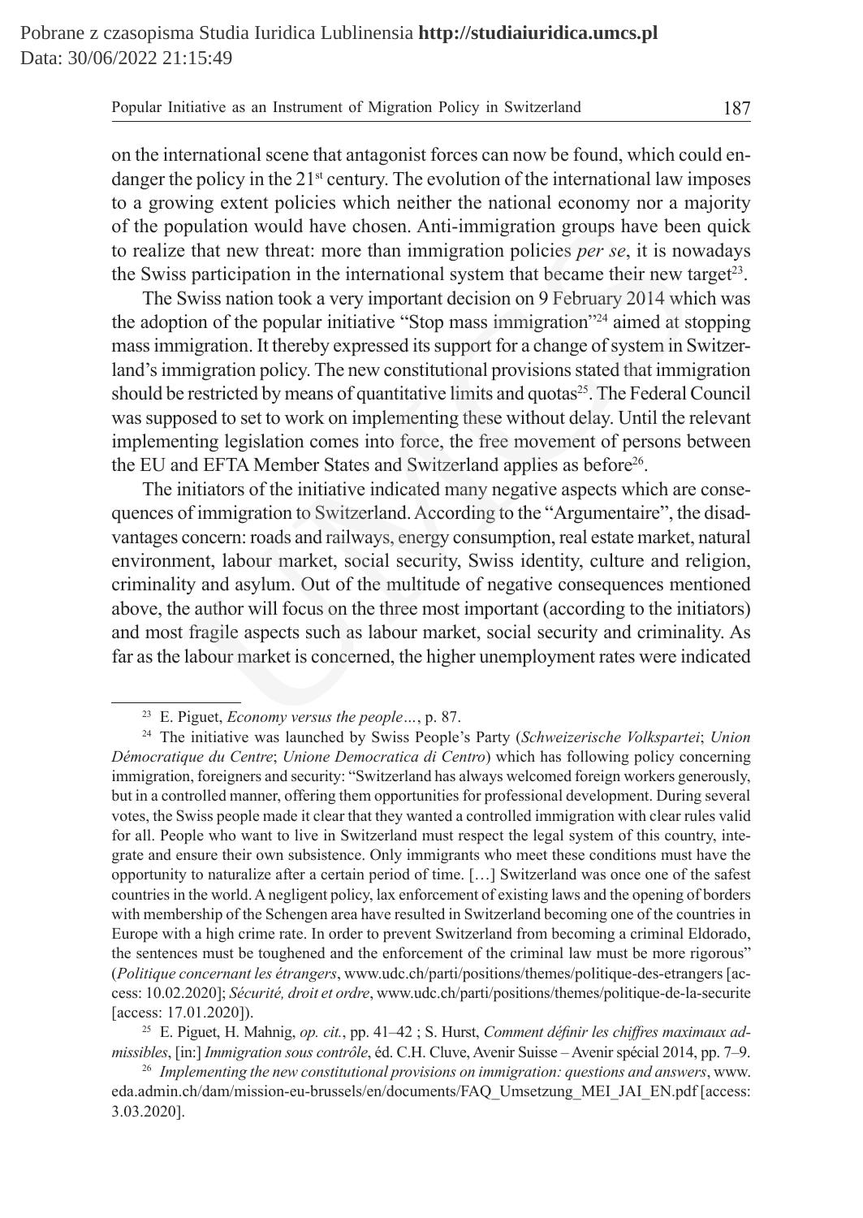on the international scene that antagonist forces can now be found, which could endanger the policy in the 21st century. The evolution of the international law imposes to a growing extent policies which neither the national economy nor a majority of the population would have chosen. Anti-immigration groups have been quick to realize that new threat: more than immigration policies *per se*, it is nowadays the Swiss participation in the international system that became their new target[23].

The Swiss nation took a very important decision on 9 February 2014 which was the adoption of the popular initiative "Stop mass immigration"[24] aimed at stopping mass immigration. It thereby expressed its support for a change of system in Switzerland's immigration policy. The new constitutional provisions stated that immigration should be restricted by means of quantitative limits and quotas[25]. The Federal Council was supposed to set to work on implementing these without delay. Until the relevant implementing legislation comes into force, the free movement of persons between the EU and EFTA Member States and Switzerland applies as before[26].

The initiators of the initiative indicated many negative aspects which are consequences of immigration to Switzerland. According to the "Argumentaire", the disadvantages concern: roads and railways, energy consumption, real estate market, natural environment, labour market, social security, Swiss identity, culture and religion, criminality and asylum. Out of the multitude of negative consequences mentioned above, the author will focus on the three most important (according to the initiators) and most fragile aspects such as labour market, social security and criminality. As far as the labour market is concerned, the higher unemployment rates were indicated

---

[23] E. Piguet, *Economy versus the people…*, p. 87.

[24] The initiative was launched by Swiss People's Party (*Schweizerische Volkspartei*; *Union Démocratique du Centre*; *Unione Democratica di Centro*) which has following policy concerning immigration, foreigners and security: "Switzerland has always welcomed foreign workers generously, but in a controlled manner, offering them opportunities for professional development. During several votes, the Swiss people made it clear that they wanted a controlled immigration with clear rules valid for all. People who want to live in Switzerland must respect the legal system of this country, integrate and ensure their own subsistence. Only immigrants who meet these conditions must have the opportunity to naturalize after a certain period of time. […] Switzerland was once one of the safest countries in the world. A negligent policy, lax enforcement of existing laws and the opening of borders with membership of the Schengen area have resulted in Switzerland becoming one of the countries in Europe with a high crime rate. In order to prevent Switzerland from becoming a criminal Eldorado, the sentences must be toughened and the enforcement of the criminal law must be more rigorous" (*Politique concernant les étrangers*, www.udc.ch/parti/positions/themes/politique-des-etrangers [access: 10.02.2020]; *Sécurité, droit et ordre*, www.udc.ch/parti/positions/themes/politique-de-la-securite [access: 17.01.2020]).

[25] E. Piguet, H. Mahnig, *op. cit.*, pp. 41–42 ; S. Hurst, *Comment définir les chiffres maximaux admissibles*, [in:] *Immigration sous contrôle*, éd. C.H. Cluve, Avenir Suisse – Avenir spécial 2014, pp. 7–9.

[26] *Implementing the new constitutional provisions on immigration: questions and answers*, www.eda.admin.ch/dam/mission-eu-brussels/en/documents/FAQ_Umsetzung_MEI_JAI_EN.pdf [access: 3.03.2020].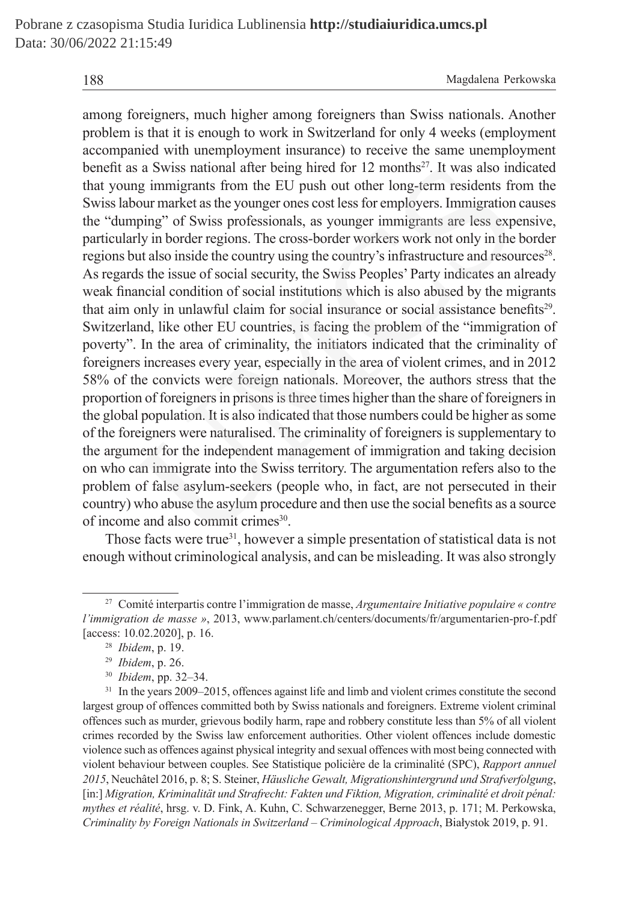among foreigners, much higher among foreigners than Swiss nationals. Another problem is that it is enough to work in Switzerland for only 4 weeks (employment accompanied with unemployment insurance) to receive the same unemployment benefit as a Swiss national after being hired for 12 months[27]. It was also indicated that young immigrants from the EU push out other long-term residents from the Swiss labour market as the younger ones cost less for employers. Immigration causes the "dumping" of Swiss professionals, as younger immigrants are less expensive, particularly in border regions. The cross-border workers work not only in the border regions but also inside the country using the country's infrastructure and resources[28]. As regards the issue of social security, the Swiss Peoples' Party indicates an already weak financial condition of social institutions which is also abused by the migrants that aim only in unlawful claim for social insurance or social assistance benefits[29]. Switzerland, like other EU countries, is facing the problem of the "immigration of poverty". In the area of criminality, the initiators indicated that the criminality of foreigners increases every year, especially in the area of violent crimes, and in 2012 58% of the convicts were foreign nationals. Moreover, the authors stress that the proportion of foreigners in prisons is three times higher than the share of foreigners in the global population. It is also indicated that those numbers could be higher as some of the foreigners were naturalised. The criminality of foreigners is supplementary to the argument for the independent management of immigration and taking decision on who can immigrate into the Swiss territory. The argumentation refers also to the problem of false asylum-seekers (people who, in fact, are not persecuted in their country) who abuse the asylum procedure and then use the social benefits as a source of income and also commit crimes[30].

Those facts were true[31], however a simple presentation of statistical data is not enough without criminological analysis, and can be misleading. It was also strongly

---

[27] Comité interpartis contre l'immigration de masse, *Argumentaire Initiative populaire « contre l'immigration de masse »*, 2013, www.parlament.ch/centers/documents/fr/argumentarien-pro-f.pdf [access: 10.02.2020], p. 16.

[28] *Ibidem*, p. 19.

[29] *Ibidem*, p. 26.

[30] *Ibidem*, pp. 32–34.

[31] In the years 2009–2015, offences against life and limb and violent crimes constitute the second largest group of offences committed both by Swiss nationals and foreigners. Extreme violent criminal offences such as murder, grievous bodily harm, rape and robbery constitute less than 5% of all violent crimes recorded by the Swiss law enforcement authorities. Other violent offences include domestic violence such as offences against physical integrity and sexual offences with most being connected with violent behaviour between couples. See Statistique policière de la criminalité (SPC), *Rapport annuel 2015*, Neuchâtel 2016, p. 8; S. Steiner, *Häusliche Gewalt, Migrationshintergrund und Strafverfolgung*, [in:] *Migration, Kriminalität und Strafrecht: Fakten und Fiktion, Migration, criminalité et droit pénal: mythes et réalité*, hrsg. v. D. Fink, A. Kuhn, C. Schwarzenegger, Berne 2013, p. 171; M. Perkowska, *Criminality by Foreign Nationals in Switzerland – Criminological Approach*, Białystok 2019, p. 91.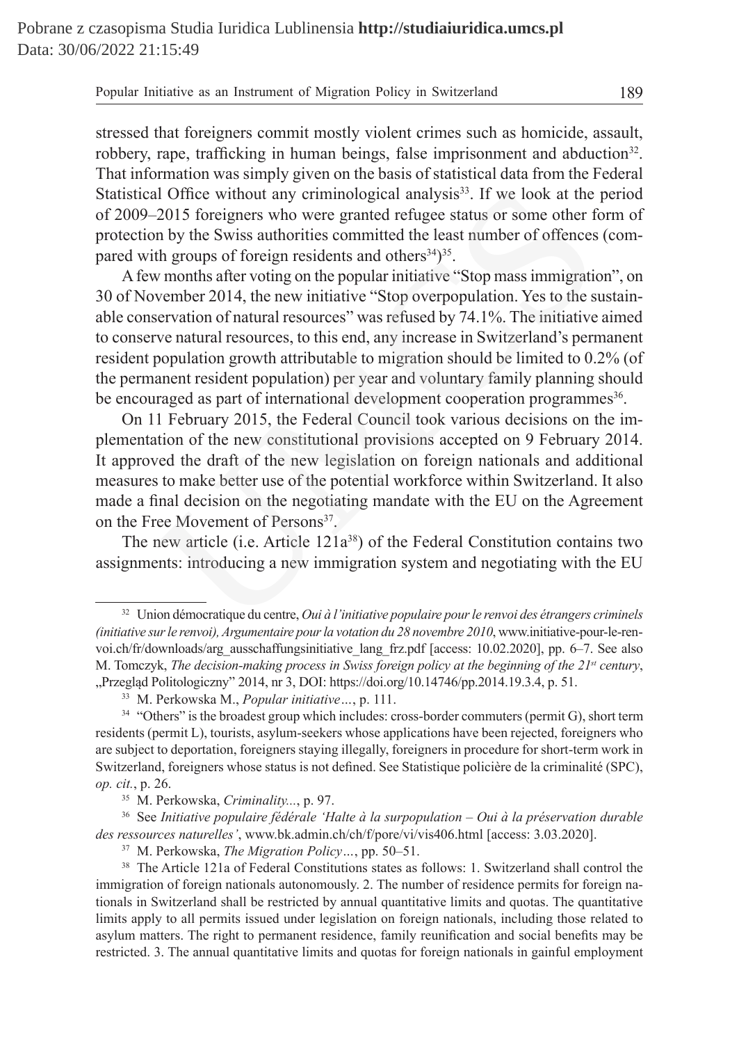stressed that foreigners commit mostly violent crimes such as homicide, assault, robbery, rape, trafficking in human beings, false imprisonment and abduction[32]. That information was simply given on the basis of statistical data from the Federal Statistical Office without any criminological analysis[33]. If we look at the period of 2009–2015 foreigners who were granted refugee status or some other form of protection by the Swiss authorities committed the least number of offences (compared with groups of foreign residents and others[34])[35].

A few months after voting on the popular initiative "Stop mass immigration", on 30 of November 2014, the new initiative "Stop overpopulation. Yes to the sustainable conservation of natural resources" was refused by 74.1%. The initiative aimed to conserve natural resources, to this end, any increase in Switzerland's permanent resident population growth attributable to migration should be limited to 0.2% (of the permanent resident population) per year and voluntary family planning should be encouraged as part of international development cooperation programmes[36].

On 11 February 2015, the Federal Council took various decisions on the implementation of the new constitutional provisions accepted on 9 February 2014. It approved the draft of the new legislation on foreign nationals and additional measures to make better use of the potential workforce within Switzerland. It also made a final decision on the negotiating mandate with the EU on the Agreement on the Free Movement of Persons[37].

The new article (i.e. Article 121a[38]) of the Federal Constitution contains two assignments: introducing a new immigration system and negotiating with the EU

---

[32] Union démocratique du centre, *Oui à l'initiative populaire pour le renvoi des étrangers criminels (initiative sur le renvoi), Argumentaire pour la votation du 28 novembre 2010*, www.initiative-pour-le-renvoi.ch/fr/downloads/arg_ausschaffungsinitiative_lang_frz.pdf [access: 10.02.2020], pp. 6–7. See also M. Tomczyk, *The decision-making process in Swiss foreign policy at the beginning of the 21st century*, „Przegląd Politologiczny" 2014, nr 3, DOI: https://doi.org/10.14746/pp.2014.19.3.4, p. 51.

[33] M. Perkowska M., *Popular initiative…*, p. 111.

[34] "Others" is the broadest group which includes: cross-border commuters (permit G), short term residents (permit L), tourists, asylum-seekers whose applications have been rejected, foreigners who are subject to deportation, foreigners staying illegally, foreigners in procedure for short-term work in Switzerland, foreigners whose status is not defined. See Statistique policière de la criminalité (SPC), *op. cit.*, p. 26.

[35] M. Perkowska, *Criminality...*, p. 97.

[36] See *Initiative populaire fédérale 'Halte à la surpopulation – Oui à la préservation durable des ressources naturelles'*, www.bk.admin.ch/ch/f/pore/vi/vis406.html [access: 3.03.2020].

[37] M. Perkowska, *The Migration Policy…*, pp. 50–51.

[38] The Article 121a of Federal Constitutions states as follows: 1. Switzerland shall control the immigration of foreign nationals autonomously. 2. The number of residence permits for foreign nationals in Switzerland shall be restricted by annual quantitative limits and quotas. The quantitative limits apply to all permits issued under legislation on foreign nationals, including those related to asylum matters. The right to permanent residence, family reunification and social benefits may be restricted. 3. The annual quantitative limits and quotas for foreign nationals in gainful employment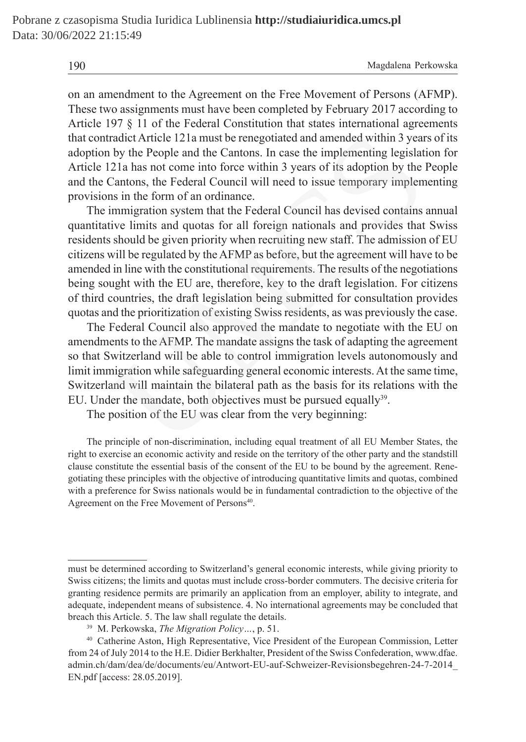on an amendment to the Agreement on the Free Movement of Persons (AFMP). These two assignments must have been completed by February 2017 according to Article 197 § 11 of the Federal Constitution that states international agreements that contradict Article 121a must be renegotiated and amended within 3 years of its adoption by the People and the Cantons. In case the implementing legislation for Article 121a has not come into force within 3 years of its adoption by the People and the Cantons, the Federal Council will need to issue temporary implementing provisions in the form of an ordinance.

The immigration system that the Federal Council has devised contains annual quantitative limits and quotas for all foreign nationals and provides that Swiss residents should be given priority when recruiting new staff. The admission of EU citizens will be regulated by the AFMP as before, but the agreement will have to be amended in line with the constitutional requirements. The results of the negotiations being sought with the EU are, therefore, key to the draft legislation. For citizens of third countries, the draft legislation being submitted for consultation provides quotas and the prioritization of existing Swiss residents, as was previously the case.

The Federal Council also approved the mandate to negotiate with the EU on amendments to the AFMP. The mandate assigns the task of adapting the agreement so that Switzerland will be able to control immigration levels autonomously and limit immigration while safeguarding general economic interests. At the same time, Switzerland will maintain the bilateral path as the basis for its relations with the EU. Under the mandate, both objectives must be pursued equally[39].

The position of the EU was clear from the very beginning:

> The principle of non-discrimination, including equal treatment of all EU Member States, the right to exercise an economic activity and reside on the territory of the other party and the standstill clause constitute the essential basis of the consent of the EU to be bound by the agreement. Renegotiating these principles with the objective of introducing quantitative limits and quotas, combined with a preference for Swiss nationals would be in fundamental contradiction to the objective of the Agreement on the Free Movement of Persons[40].

---

must be determined according to Switzerland's general economic interests, while giving priority to Swiss citizens; the limits and quotas must include cross-border commuters. The decisive criteria for granting residence permits are primarily an application from an employer, ability to integrate, and adequate, independent means of subsistence. 4. No international agreements may be concluded that breach this Article. 5. The law shall regulate the details.

[39] M. Perkowska, *The Migration Policy…*, p. 51.

[40] Catherine Aston, High Representative, Vice President of the European Commission, Letter from 24 of July 2014 to the H.E. Didier Berkhalter, President of the Swiss Confederation, www.dfae.admin.ch/dam/dea/de/documents/eu/Antwort-EU-auf-Schweizer-Revisionsbegehren-24-7-2014_EN.pdf [access: 28.05.2019].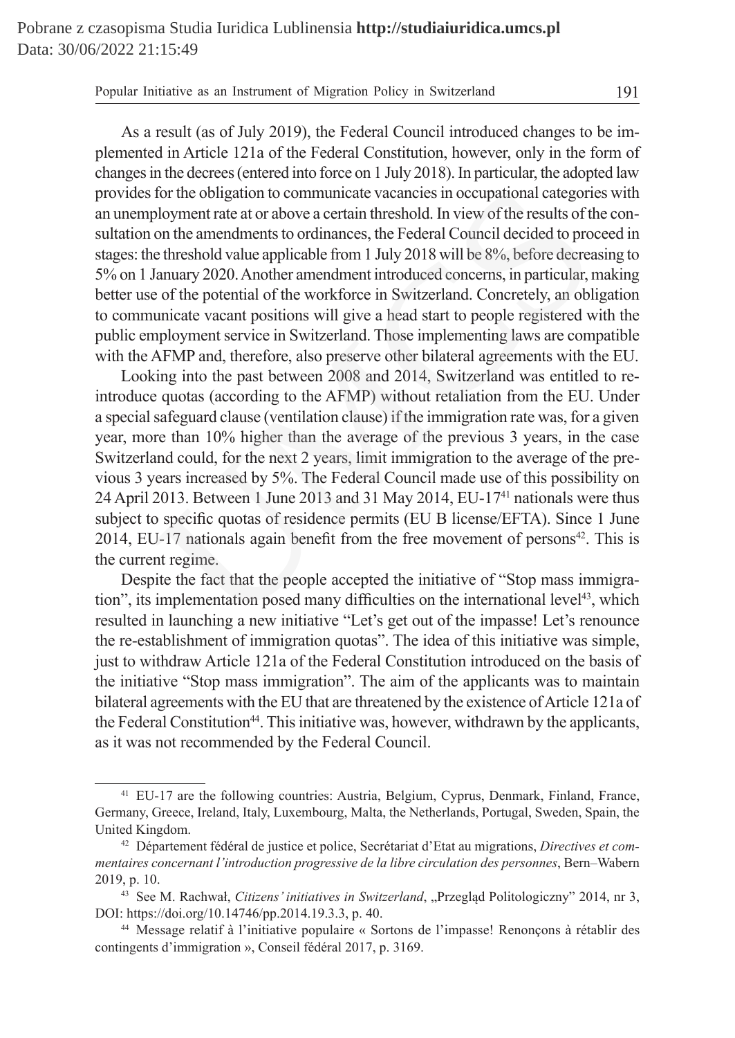As a result (as of July 2019), the Federal Council introduced changes to be implemented in Article 121a of the Federal Constitution, however, only in the form of changes in the decrees (entered into force on 1 July 2018). In particular, the adopted law provides for the obligation to communicate vacancies in occupational categories with an unemployment rate at or above a certain threshold. In view of the results of the consultation on the amendments to ordinances, the Federal Council decided to proceed in stages: the threshold value applicable from 1 July 2018 will be 8%, before decreasing to 5% on 1 January 2020. Another amendment introduced concerns, in particular, making better use of the potential of the workforce in Switzerland. Concretely, an obligation to communicate vacant positions will give a head start to people registered with the public employment service in Switzerland. Those implementing laws are compatible with the AFMP and, therefore, also preserve other bilateral agreements with the EU.

Looking into the past between 2008 and 2014, Switzerland was entitled to reintroduce quotas (according to the AFMP) without retaliation from the EU. Under a special safeguard clause (ventilation clause) if the immigration rate was, for a given year, more than 10% higher than the average of the previous 3 years, in the case Switzerland could, for the next 2 years, limit immigration to the average of the previous 3 years increased by 5%. The Federal Council made use of this possibility on 24 April 2013. Between 1 June 2013 and 31 May 2014, EU-17[41] nationals were thus subject to specific quotas of residence permits (EU B license/EFTA). Since 1 June 2014, EU-17 nationals again benefit from the free movement of persons[42]. This is the current regime.

Despite the fact that the people accepted the initiative of "Stop mass immigration", its implementation posed many difficulties on the international level[43], which resulted in launching a new initiative "Let's get out of the impasse! Let's renounce the re-establishment of immigration quotas". The idea of this initiative was simple, just to withdraw Article 121a of the Federal Constitution introduced on the basis of the initiative "Stop mass immigration". The aim of the applicants was to maintain bilateral agreements with the EU that are threatened by the existence of Article 121a of the Federal Constitution[44]. This initiative was, however, withdrawn by the applicants, as it was not recommended by the Federal Council.

---

[41] EU-17 are the following countries: Austria, Belgium, Cyprus, Denmark, Finland, France, Germany, Greece, Ireland, Italy, Luxembourg, Malta, the Netherlands, Portugal, Sweden, Spain, the United Kingdom.

[42] Département fédéral de justice et police, Secrétariat d'Etat au migrations, *Directives et commentaires concernant l'introduction progressive de la libre circulation des personnes*, Bern–Wabern 2019, p. 10.

[43] See M. Rachwał, *Citizens' initiatives in Switzerland*, „Przegląd Politologiczny" 2014, nr 3, DOI: https://doi.org/10.14746/pp.2014.19.3.3, p. 40.

[44] Message relatif à l'initiative populaire « Sortons de l'impasse! Renonçons à rétablir des contingents d'immigration », Conseil fédéral 2017, p. 3169.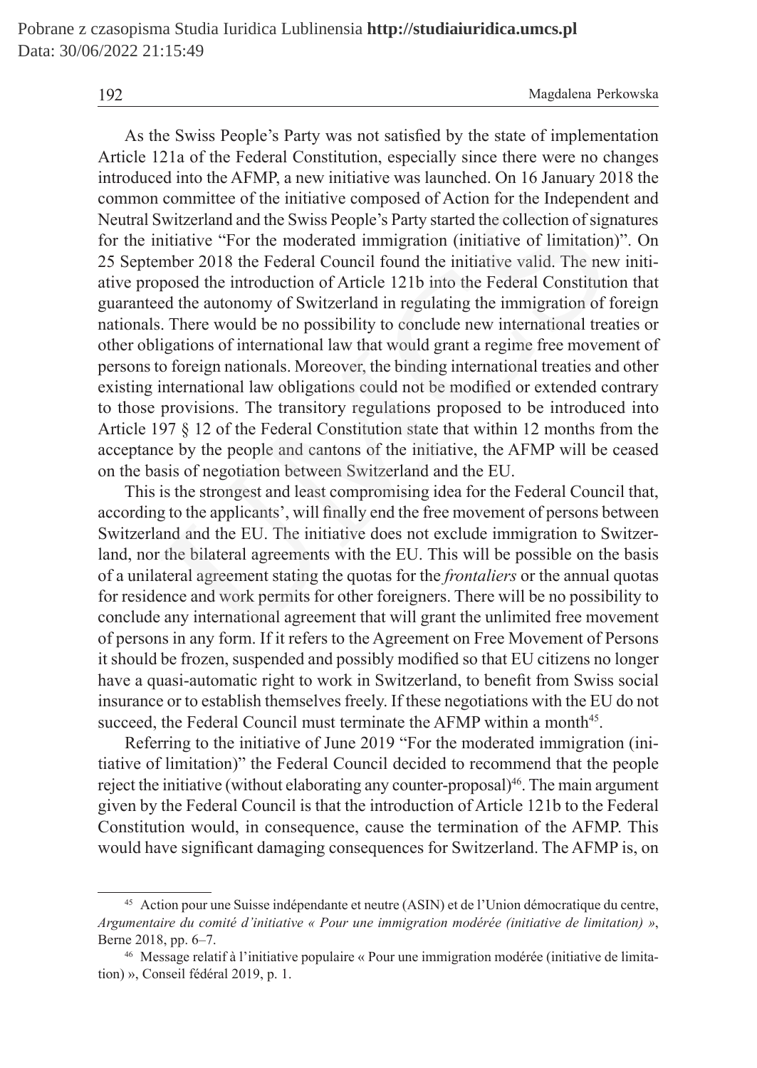As the Swiss People's Party was not satisfied by the state of implementation Article 121a of the Federal Constitution, especially since there were no changes introduced into the AFMP, a new initiative was launched. On 16 January 2018 the common committee of the initiative composed of Action for the Independent and Neutral Switzerland and the Swiss People's Party started the collection of signatures for the initiative "For the moderated immigration (initiative of limitation)". On 25 September 2018 the Federal Council found the initiative valid. The new initiative proposed the introduction of Article 121b into the Federal Constitution that guaranteed the autonomy of Switzerland in regulating the immigration of foreign nationals. There would be no possibility to conclude new international treaties or other obligations of international law that would grant a regime free movement of persons to foreign nationals. Moreover, the binding international treaties and other existing international law obligations could not be modified or extended contrary to those provisions. The transitory regulations proposed to be introduced into Article 197 § 12 of the Federal Constitution state that within 12 months from the acceptance by the people and cantons of the initiative, the AFMP will be ceased on the basis of negotiation between Switzerland and the EU.

This is the strongest and least compromising idea for the Federal Council that, according to the applicants', will finally end the free movement of persons between Switzerland and the EU. The initiative does not exclude immigration to Switzerland, nor the bilateral agreements with the EU. This will be possible on the basis of a unilateral agreement stating the quotas for the *frontaliers* or the annual quotas for residence and work permits for other foreigners. There will be no possibility to conclude any international agreement that will grant the unlimited free movement of persons in any form. If it refers to the Agreement on Free Movement of Persons it should be frozen, suspended and possibly modified so that EU citizens no longer have a quasi-automatic right to work in Switzerland, to benefit from Swiss social insurance or to establish themselves freely. If these negotiations with the EU do not succeed, the Federal Council must terminate the AFMP within a month[45].

Referring to the initiative of June 2019 "For the moderated immigration (initiative of limitation)" the Federal Council decided to recommend that the people reject the initiative (without elaborating any counter-proposal)[46]. The main argument given by the Federal Council is that the introduction of Article 121b to the Federal Constitution would, in consequence, cause the termination of the AFMP. This would have significant damaging consequences for Switzerland. The AFMP is, on

---

[45] Action pour une Suisse indépendante et neutre (ASIN) et de l'Union démocratique du centre, *Argumentaire du comité d'initiative « Pour une immigration modérée (initiative de limitation) »*, Berne 2018, pp. 6–7.

[46] Message relatif à l'initiative populaire « Pour une immigration modérée (initiative de limitation) », Conseil fédéral 2019, p. 1.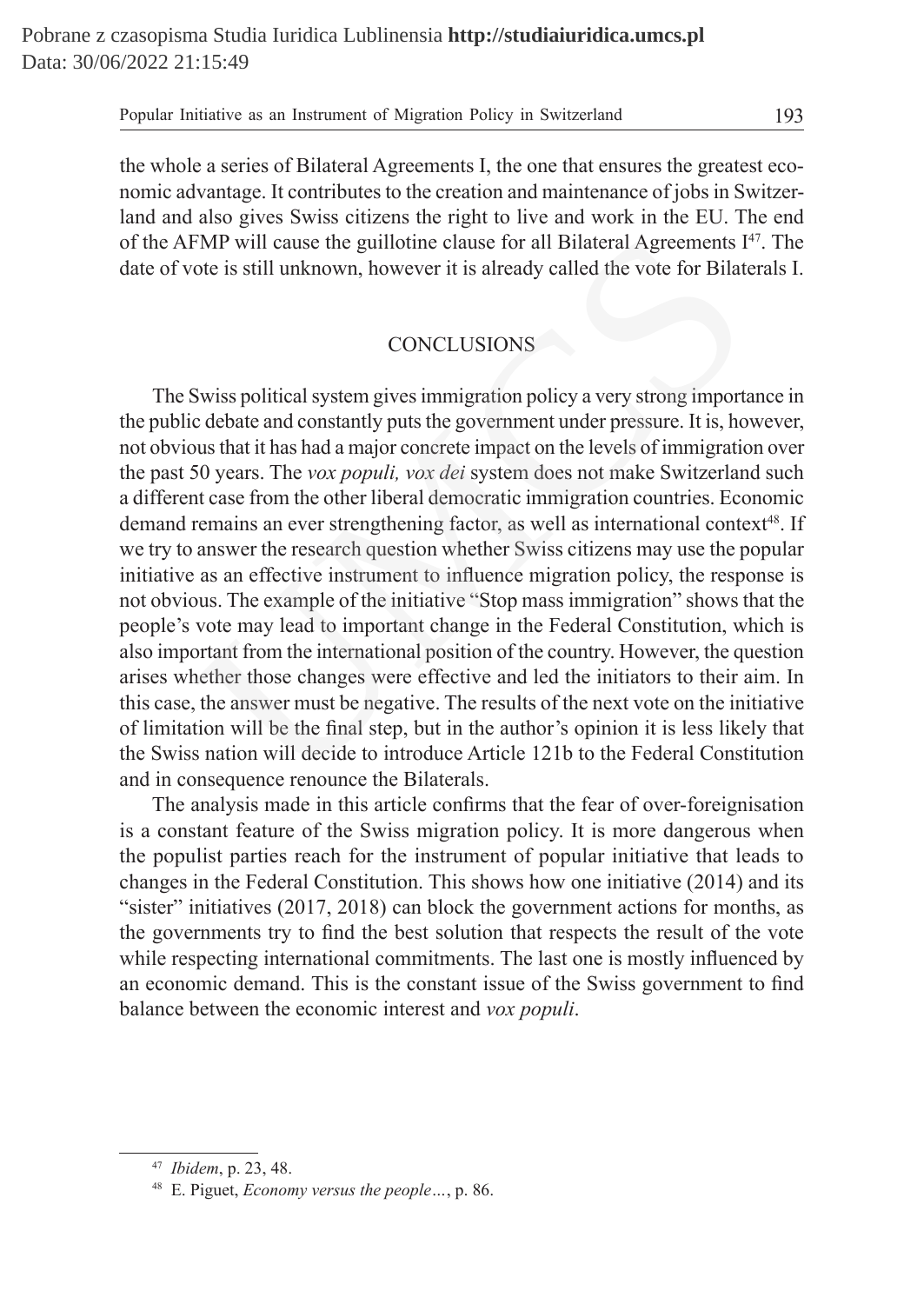the whole a series of Bilateral Agreements I, the one that ensures the greatest economic advantage. It contributes to the creation and maintenance of jobs in Switzerland and also gives Swiss citizens the right to live and work in the EU. The end of the AFMP will cause the guillotine clause for all Bilateral Agreements I[47]. The date of vote is still unknown, however it is already called the vote for Bilaterals I.

## CONCLUSIONS

The Swiss political system gives immigration policy a very strong importance in the public debate and constantly puts the government under pressure. It is, however, not obvious that it has had a major concrete impact on the levels of immigration over the past 50 years. The *vox populi, vox dei* system does not make Switzerland such a different case from the other liberal democratic immigration countries. Economic demand remains an ever strengthening factor, as well as international context[48]. If we try to answer the research question whether Swiss citizens may use the popular initiative as an effective instrument to influence migration policy, the response is not obvious. The example of the initiative "Stop mass immigration" shows that the people's vote may lead to important change in the Federal Constitution, which is also important from the international position of the country. However, the question arises whether those changes were effective and led the initiators to their aim. In this case, the answer must be negative. The results of the next vote on the initiative of limitation will be the final step, but in the author's opinion it is less likely that the Swiss nation will decide to introduce Article 121b to the Federal Constitution and in consequence renounce the Bilaterals.

The analysis made in this article confirms that the fear of over-foreignisation is a constant feature of the Swiss migration policy. It is more dangerous when the populist parties reach for the instrument of popular initiative that leads to changes in the Federal Constitution. This shows how one initiative (2014) and its "sister" initiatives (2017, 2018) can block the government actions for months, as the governments try to find the best solution that respects the result of the vote while respecting international commitments. The last one is mostly influenced by an economic demand. This is the constant issue of the Swiss government to find balance between the economic interest and *vox populi*.

---

[47] *Ibidem*, p. 23, 48.

[48] E. Piguet, *Economy versus the people…*, p. 86.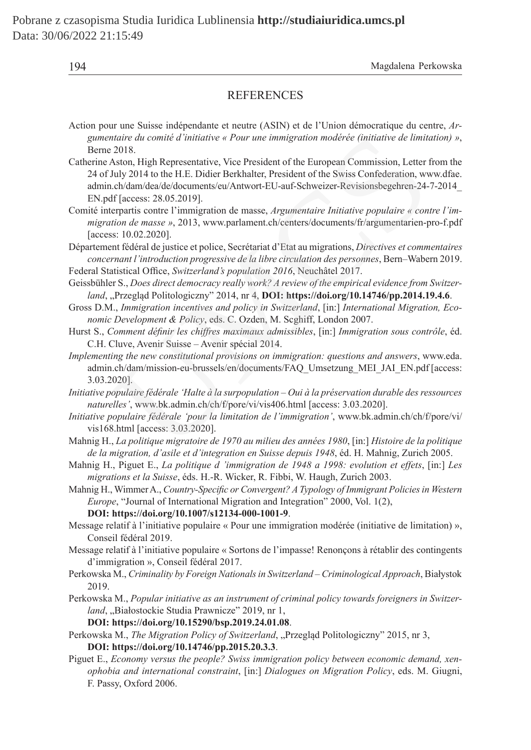## REFERENCES

Action pour une Suisse indépendante et neutre (ASIN) et de l'Union démocratique du centre, *Argumentaire du comité d'initiative « Pour une immigration modérée (initiative de limitation) »*, Berne 2018.

Catherine Aston, High Representative, Vice President of the European Commission, Letter from the 24 of July 2014 to the H.E. Didier Berkhalter, President of the Swiss Confederation, www.dfae.admin.ch/dam/dea/de/documents/eu/Antwort-EU-auf-Schweizer-Revisionsbegehren-24-7-2014_EN.pdf [access: 28.05.2019].

Comité interpartis contre l'immigration de masse, *Argumentaire Initiative populaire « contre l'immigration de masse »*, 2013, www.parlament.ch/centers/documents/fr/argumentarien-pro-f.pdf [access: 10.02.2020].

Département fédéral de justice et police, Secrétariat d'Etat au migrations, *Directives et commentaires concernant l'introduction progressive de la libre circulation des personnes*, Bern–Wabern 2019.

Federal Statistical Office, *Switzerland's population 2016*, Neuchâtel 2017.

Geissbühler S., *Does direct democracy really work? A review of the empirical evidence from Switzerland*, „Przegląd Politologiczny" 2014, nr 4, **DOI: https://doi.org/10.14746/pp.2014.19.4.6**.

Gross D.M., *Immigration incentives and policy in Switzerland*, [in:] *International Migration, Economic Development & Policy*, eds. C. Ozden, M. Scghiff, London 2007.

Hurst S., *Comment définir les chiffres maximaux admissibles*, [in:] *Immigration sous contrôle*, éd. C.H. Cluve, Avenir Suisse – Avenir spécial 2014.

*Implementing the new constitutional provisions on immigration: questions and answers*, www.eda.admin.ch/dam/mission-eu-brussels/en/documents/FAQ_Umsetzung_MEI_JAI_EN.pdf [access: 3.03.2020].

*Initiative populaire fédérale 'Halte à la surpopulation – Oui à la préservation durable des ressources naturelles'*, www.bk.admin.ch/ch/f/pore/vi/vis406.html [access: 3.03.2020].

*Initiative populaire fédérale 'pour la limitation de l'immigration'*, www.bk.admin.ch/ch/f/pore/vi/vis168.html [access: 3.03.2020].

Mahnig H., *La politique migratoire de 1970 au milieu des années 1980*, [in:] *Histoire de la politique de la migration, d'asile et d'integration en Suisse depuis 1948*, éd. H. Mahnig, Zurich 2005.

Mahnig H., Piguet E., *La politique d 'immigration de 1948 a 1998: evolution et effets*, [in:] *Les migrations et la Suisse*, éds. H.-R. Wicker, R. Fibbi, W. Haugh, Zurich 2003.

Mahnig H., Wimmer A., *Country-Specific or Convergent? A Typology of Immigrant Policies in Western Europe*, "Journal of International Migration and Integration" 2000, Vol. 1(2), **DOI: https://doi.org/10.1007/s12134-000-1001-9**.

Message relatif à l'initiative populaire « Pour une immigration modérée (initiative de limitation) », Conseil fédéral 2019.

Message relatif à l'initiative populaire « Sortons de l'impasse! Renonçons à rétablir des contingents d'immigration », Conseil fédéral 2017.

Perkowska M., *Criminality by Foreign Nationals in Switzerland – Criminological Approach*, Białystok 2019.

Perkowska M., *Popular initiative as an instrument of criminal policy towards foreigners in Switzerland*, „Białostockie Studia Prawnicze" 2019, nr 1, **DOI: https://doi.org/10.15290/bsp.2019.24.01.08**.

Perkowska M., *The Migration Policy of Switzerland*, „Przegląd Politologiczny" 2015, nr 3, **DOI: https://doi.org/10.14746/pp.2015.20.3.3**.

Piguet E., *Economy versus the people? Swiss immigration policy between economic demand, xenophobia and international constraint*, [in:] *Dialogues on Migration Policy*, eds. M. Giugni, F. Passy, Oxford 2006.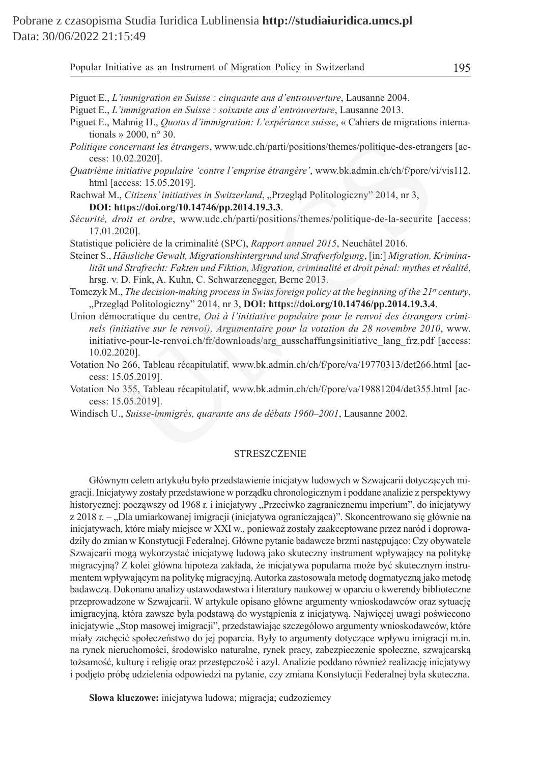Piguet E., *L'immigration en Suisse : cinquante ans d'entrouverture*, Lausanne 2004.

Piguet E., *L'immigration en Suisse : soixante ans d'entrouverture*, Lausanne 2013.

Piguet E., Mahnig H., *Quotas d'immigration: L'expériance suisse*, « Cahiers de migrations internationals » 2000, n° 30.

*Politique concernant les étrangers*, www.udc.ch/parti/positions/themes/politique-des-etrangers [access: 10.02.2020].

*Quatrième initiative populaire 'contre l'emprise étrangère'*, www.bk.admin.ch/ch/f/pore/vi/vis112.html [access: 15.05.2019].

Rachwał M., *Citizens' initiatives in Switzerland*, „Przegląd Politologiczny" 2014, nr 3, **DOI: https://doi.org/10.14746/pp.2014.19.3.3**.

*Sécurité, droit et ordre*, www.udc.ch/parti/positions/themes/politique-de-la-securite [access: 17.01.2020].

Statistique policière de la criminalité (SPC), *Rapport annuel 2015*, Neuchâtel 2016.

Steiner S., *Häusliche Gewalt, Migrationshintergrund und Strafverfolgung*, [in:] *Migration, Kriminalität und Strafrecht: Fakten und Fiktion, Migration, criminalité et droit pénal: mythes et réalité*, hrsg. v. D. Fink, A. Kuhn, C. Schwarzenegger, Berne 2013.

Tomczyk M., *The decision-making process in Swiss foreign policy at the beginning of the 21st century*, „Przegląd Politologiczny" 2014, nr 3, **DOI: https://doi.org/10.14746/pp.2014.19.3.4**.

Union démocratique du centre, *Oui à l'initiative populaire pour le renvoi des étrangers criminels (initiative sur le renvoi), Argumentaire pour la votation du 28 novembre 2010*, www.initiative-pour-le-renvoi.ch/fr/downloads/arg_ausschaffungsinitiative_lang_frz.pdf [access: 10.02.2020].

Votation No 266, Tableau récapitulatif, www.bk.admin.ch/ch/f/pore/va/19770313/det266.html [access: 15.05.2019].

Votation No 355, Tableau récapitulatif, www.bk.admin.ch/ch/f/pore/va/19881204/det355.html [access: 15.05.2019].

Windisch U., *Suisse-immigrés, quarante ans de débats 1960–2001*, Lausanne 2002.

## STRESZCZENIE

Głównym celem artykułu było przedstawienie inicjatyw ludowych w Szwajcarii dotyczących migracji. Inicjatywy zostały przedstawione w porządku chronologicznym i poddane analizie z perspektywy historycznej: począwszy od 1968 r. i inicjatywy „Przeciwko zagranicznemu imperium", do inicjatywy z 2018 r. – „Dla umiarkowanej imigracji (inicjatywa ograniczająca)". Skoncentrowano się głównie na inicjatywach, które miały miejsce w XXI w., ponieważ zostały zaakceptowane przez naród i doprowadziły do zmian w Konstytucji Federalnej. Główne pytanie badawcze brzmi następująco: Czy obywatele Szwajcarii mogą wykorzystać inicjatywę ludową jako skuteczny instrument wpływający na politykę migracyjną? Z kolei główna hipoteza zakłada, że inicjatywa popularna może być skutecznym instrumentem wpływającym na politykę migracyjną. Autorka zastosowała metodę dogmatyczną jako metodę badawczą. Dokonano analizy ustawodawstwa i literatury naukowej w oparciu o kwerendy biblioteczne przeprowadzone w Szwajcarii. W artykule opisano główne argumenty wnioskodawców oraz sytuację imigracyjną, która zawsze była podstawą do wystąpienia z inicjatywą. Najwięcej uwagi poświecono inicjatywie „Stop masowej imigracji", przedstawiając szczegółowo argumenty wnioskodawców, które miały zachęcić społeczeństwo do jej poparcia. Były to argumenty dotyczące wpływu imigracji m.in. na rynek nieruchomości, środowisko naturalne, rynek pracy, zabezpieczenie społeczne, szwajcarską tożsamość, kulturę i religię oraz przestępczość i azyl. Analizie poddano również realizację inicjatywy i podjęto próbę udzielenia odpowiedzi na pytanie, czy zmiana Konstytucji Federalnej była skuteczna.

**Słowa kluczowe:** inicjatywa ludowa; migracja; cudzoziemcy